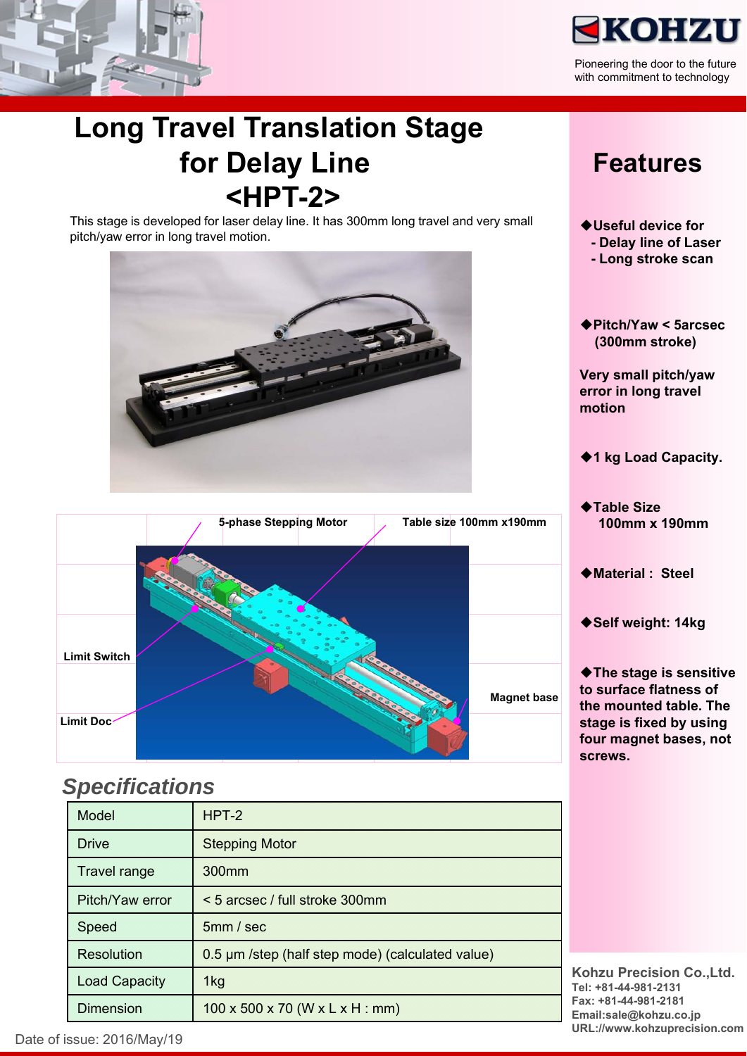KOHZU

Pioneering the door to the future with commitment to technology

# Long Travel Translation Stage for Delay Line <HPT-2>

This stage is developed for laser delay line. It has 300mm long travel and very small pitch/yaw error in long travel motion.

5-phase Stepping Motor

Table size 100mm x190mm

Limit Switch

Magnet base

Limit Doc

## Specifications

| Model | HPT-2 |
|---|---|
| Drive | Stepping Motor |
| Travel range | 300mm |
| Pitch/Yaw error | < 5 arcsec / full stroke 300mm |
| Speed | 5mm / sec |
| Resolution | 0.5 μm /step (half step mode) (calculated value) |
| Load Capacity | 1kg |
| Dimension | 100 x 500 x 70 (W x L x H : mm) |

Date of issue: 2016/May/19

## Features

**◆Useful device for**
**- Delay line of Laser**
**- Long stroke scan**

**◆Pitch/Yaw < 5arcsec (300mm stroke)**

**Very small pitch/yaw error in long travel motion**

**◆1 kg Load Capacity.**

**◆Table Size 100mm x 190mm**

**◆Material : Steel**

**◆Self weight: 14kg**

**◆The stage is sensitive to surface flatness of the mounted table. The stage is fixed by using four magnet bases, not screws.**

**Kohzu Precision Co.,Ltd.**
**Tel: +81-44-981-2131**
**Fax: +81-44-981-2181**
**Email:sale@kohzu.co.jp**
**URL://www.kohzuprecision.com**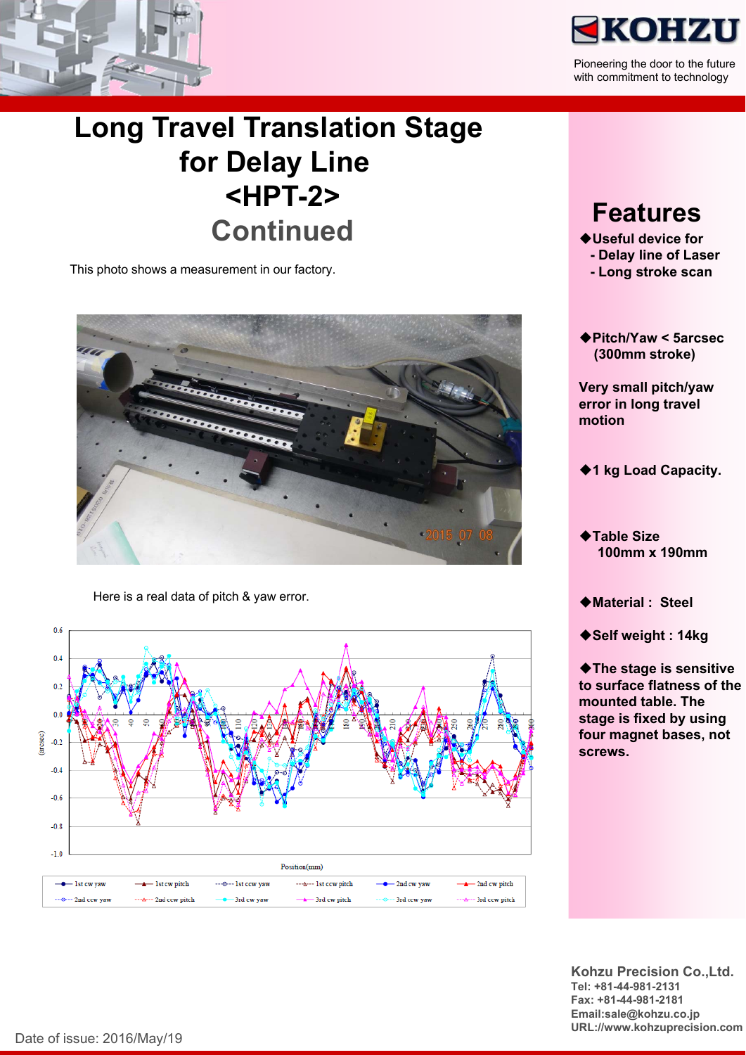KOHZU

Pioneering the door to the future with commitment to technology

# Long Travel Translation Stage for Delay Line <HPT-2>

## Continued

This photo shows a measurement in our factory.

2015 07 08

Here is a real data of pitch & yaw error.

0.6
0.4
0.2
0.0
-0.2
-0.4
-0.6
-0.8
-1.0

(arcsec)

0 10 20 30 40 50 60 70 80 90 100 110 120 130 140 150 160 170 180 190 200 210 220 230 240 250 260 270 280 290 300

Position(mm)

1st cw yaw
1st cw pitch
1st ccw yaw
1st ccw pitch
2nd cw yaw
2nd cw pitch
2nd ccw yaw
2nd ccw pitch
3rd cw yaw
3rd cw pitch
3rd ccw yaw
3rd ccw pitch

## Features

◆**Useful device for**
- **Delay line of Laser**
- **Long stroke scan**

◆**Pitch/Yaw < 5arcsec (300mm stroke)**

**Very small pitch/yaw error in long travel motion**

◆**1 kg Load Capacity.**

◆**Table Size 100mm x 190mm**

◆**Material : Steel**

◆**Self weight : 14kg**

◆**The stage is sensitive to surface flatness of the mounted table. The stage is fixed by using four magnet bases, not screws.**

**Kohzu Precision Co.,Ltd.**
**Tel: +81-44-981-2131**
**Fax: +81-44-981-2181**
**Email:sale@kohzu.co.jp**
**URL://www.kohzuprecision.com**

Date of issue: 2016/May/19